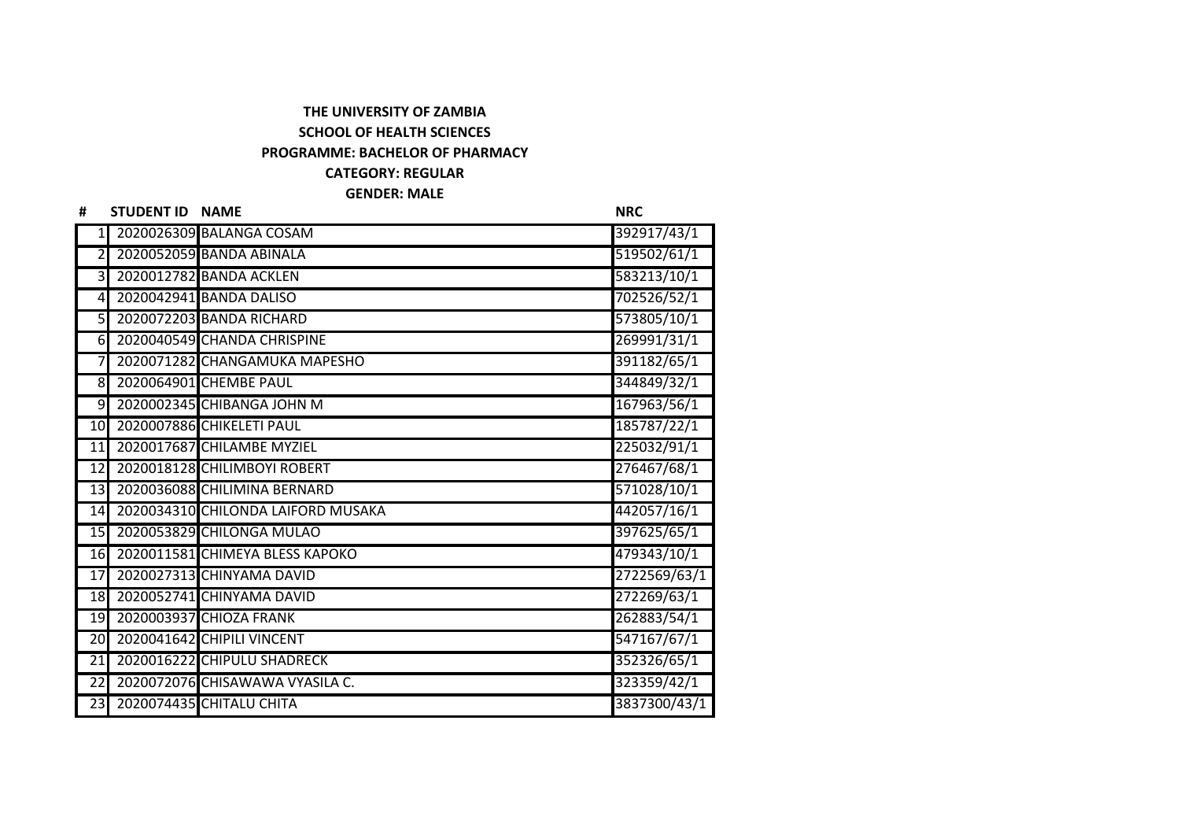**THE UNIVERSITY OF ZAMBIA**

**SCHOOL OF HEALTH SCIENCES**

**PROGRAMME: BACHELOR OF PHARMACY**

**CATEGORY: REGULAR**

**GENDER: MALE**

| # | STUDENT ID | NAME | NRC |
|---|---|---|---|
| 1 | 2020026309 | BALANGA COSAM | 392917/43/1 |
| 2 | 2020052059 | BANDA ABINALA | 519502/61/1 |
| 3 | 2020012782 | BANDA ACKLEN | 583213/10/1 |
| 4 | 2020042941 | BANDA DALISO | 702526/52/1 |
| 5 | 2020072203 | BANDA RICHARD | 573805/10/1 |
| 6 | 2020040549 | CHANDA CHRISPINE | 269991/31/1 |
| 7 | 2020071282 | CHANGAMUKA MAPESHO | 391182/65/1 |
| 8 | 2020064901 | CHEMBE PAUL | 344849/32/1 |
| 9 | 2020002345 | CHIBANGA JOHN M | 167963/56/1 |
| 10 | 2020007886 | CHIKELETI PAUL | 185787/22/1 |
| 11 | 2020017687 | CHILAMBE MYZIEL | 225032/91/1 |
| 12 | 2020018128 | CHILIMBOYI ROBERT | 276467/68/1 |
| 13 | 2020036088 | CHILIMINA BERNARD | 571028/10/1 |
| 14 | 2020034310 | CHILONDA LAIFORD MUSAKA | 442057/16/1 |
| 15 | 2020053829 | CHILONGA MULAO | 397625/65/1 |
| 16 | 2020011581 | CHIMEYA BLESS KAPOKO | 479343/10/1 |
| 17 | 2020027313 | CHINYAMA DAVID | 2722569/63/1 |
| 18 | 2020052741 | CHINYAMA DAVID | 272269/63/1 |
| 19 | 2020003937 | CHIOZA FRANK | 262883/54/1 |
| 20 | 2020041642 | CHIPILI VINCENT | 547167/67/1 |
| 21 | 2020016222 | CHIPULU SHADRECK | 352326/65/1 |
| 22 | 2020072076 | CHISAWAWA VYASILA C. | 323359/42/1 |
| 23 | 2020074435 | CHITALU CHITA | 3837300/43/1 |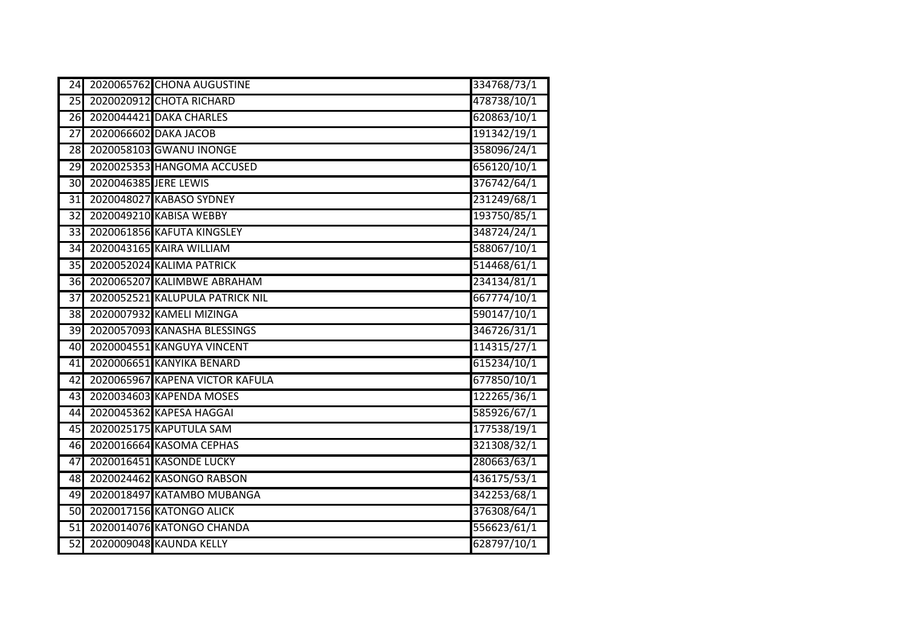| | | | |
|---|---|---|---|
| 24 | 2020065762 | CHONA AUGUSTINE | 334768/73/1 |
| 25 | 2020020912 | CHOTA RICHARD | 478738/10/1 |
| 26 | 2020044421 | DAKA CHARLES | 620863/10/1 |
| 27 | 2020066602 | DAKA JACOB | 191342/19/1 |
| 28 | 2020058103 | GWANU INONGE | 358096/24/1 |
| 29 | 2020025353 | HANGOMA ACCUSED | 656120/10/1 |
| 30 | 2020046385 | JERE LEWIS | 376742/64/1 |
| 31 | 2020048027 | KABASO SYDNEY | 231249/68/1 |
| 32 | 2020049210 | KABISA WEBBY | 193750/85/1 |
| 33 | 2020061856 | KAFUTA KINGSLEY | 348724/24/1 |
| 34 | 2020043165 | KAIRA WILLIAM | 588067/10/1 |
| 35 | 2020052024 | KALIMA PATRICK | 514468/61/1 |
| 36 | 2020065207 | KALIMBWE ABRAHAM | 234134/81/1 |
| 37 | 2020052521 | KALUPULA PATRICK NIL | 667774/10/1 |
| 38 | 2020007932 | KAMELI MIZINGA | 590147/10/1 |
| 39 | 2020057093 | KANASHA BLESSINGS | 346726/31/1 |
| 40 | 2020004551 | KANGUYA VINCENT | 114315/27/1 |
| 41 | 2020006651 | KANYIKA BENARD | 615234/10/1 |
| 42 | 2020065967 | KAPENA VICTOR KAFULA | 677850/10/1 |
| 43 | 2020034603 | KAPENDA MOSES | 122265/36/1 |
| 44 | 2020045362 | KAPESA HAGGAI | 585926/67/1 |
| 45 | 2020025175 | KAPUTULA SAM | 177538/19/1 |
| 46 | 2020016664 | KASOMA CEPHAS | 321308/32/1 |
| 47 | 2020016451 | KASONDE LUCKY | 280663/63/1 |
| 48 | 2020024462 | KASONGO RABSON | 436175/53/1 |
| 49 | 2020018497 | KATAMBO MUBANGA | 342253/68/1 |
| 50 | 2020017156 | KATONGO ALICK | 376308/64/1 |
| 51 | 2020014076 | KATONGO CHANDA | 556623/61/1 |
| 52 | 2020009048 | KAUNDA KELLY | 628797/10/1 |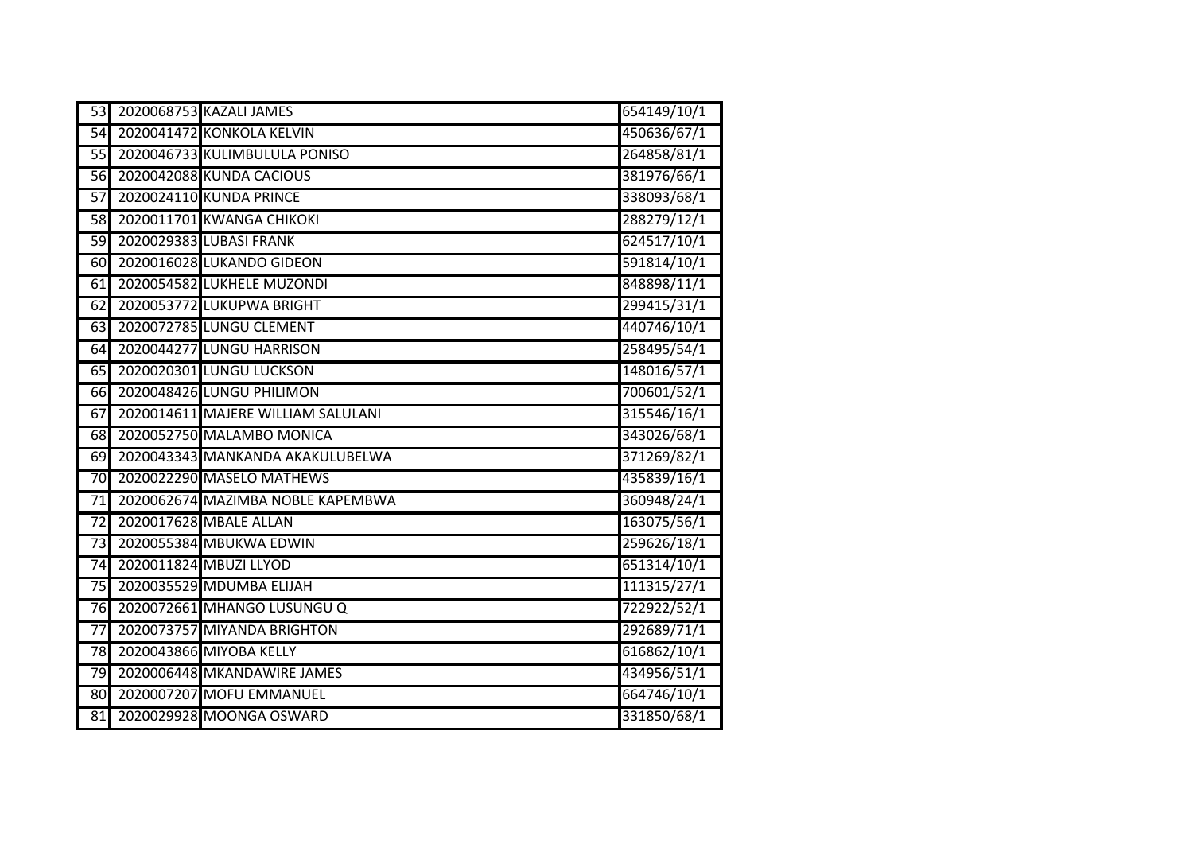| | | | |
|---|---|---|---|
| 53 | 2020068753 | KAZALI JAMES | 654149/10/1 |
| 54 | 2020041472 | KONKOLA KELVIN | 450636/67/1 |
| 55 | 2020046733 | KULIMBULULA PONISO | 264858/81/1 |
| 56 | 2020042088 | KUNDA CACIOUS | 381976/66/1 |
| 57 | 2020024110 | KUNDA PRINCE | 338093/68/1 |
| 58 | 2020011701 | KWANGA CHIKOKI | 288279/12/1 |
| 59 | 2020029383 | LUBASI FRANK | 624517/10/1 |
| 60 | 2020016028 | LUKANDO GIDEON | 591814/10/1 |
| 61 | 2020054582 | LUKHELE MUZONDI | 848898/11/1 |
| 62 | 2020053772 | LUKUPWA BRIGHT | 299415/31/1 |
| 63 | 2020072785 | LUNGU CLEMENT | 440746/10/1 |
| 64 | 2020044277 | LUNGU HARRISON | 258495/54/1 |
| 65 | 2020020301 | LUNGU LUCKSON | 148016/57/1 |
| 66 | 2020048426 | LUNGU PHILIMON | 700601/52/1 |
| 67 | 2020014611 | MAJERE WILLIAM SALULANI | 315546/16/1 |
| 68 | 2020052750 | MALAMBO MONICA | 343026/68/1 |
| 69 | 2020043343 | MANKANDA AKAKULUBELWA | 371269/82/1 |
| 70 | 2020022290 | MASELO MATHEWS | 435839/16/1 |
| 71 | 2020062674 | MAZIMBA NOBLE KAPEMBWA | 360948/24/1 |
| 72 | 2020017628 | MBALE ALLAN | 163075/56/1 |
| 73 | 2020055384 | MBUKWA EDWIN | 259626/18/1 |
| 74 | 2020011824 | MBUZI LLYOD | 651314/10/1 |
| 75 | 2020035529 | MDUMBA ELIJAH | 111315/27/1 |
| 76 | 2020072661 | MHANGO LUSUNGU Q | 722922/52/1 |
| 77 | 2020073757 | MIYANDA BRIGHTON | 292689/71/1 |
| 78 | 2020043866 | MIYOBA KELLY | 616862/10/1 |
| 79 | 2020006448 | MKANDAWIRE JAMES | 434956/51/1 |
| 80 | 2020007207 | MOFU EMMANUEL | 664746/10/1 |
| 81 | 2020029928 | MOONGA OSWARD | 331850/68/1 |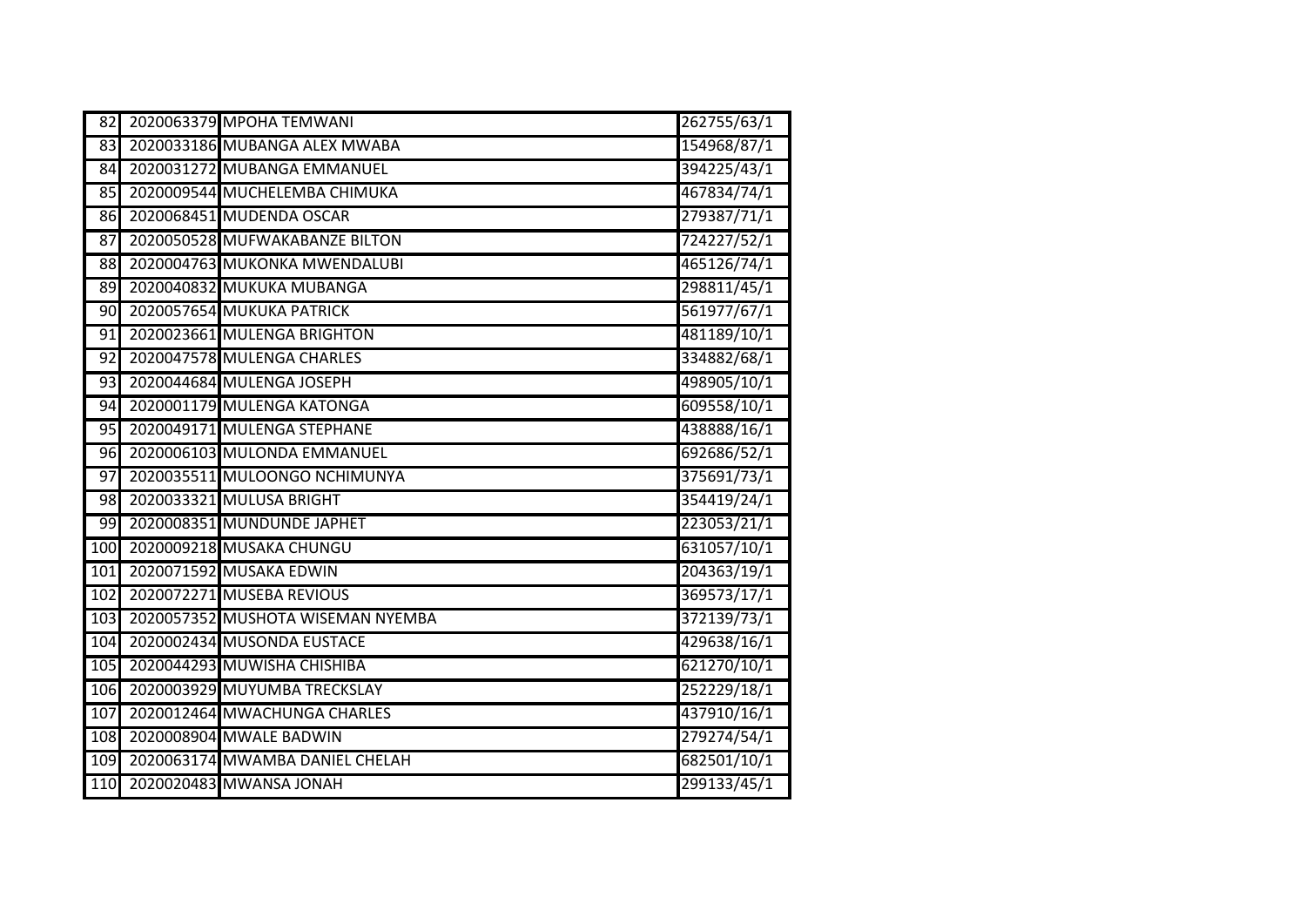| | | | |
|---|---|---|---|
| 82 | 2020063379 | MPOHA TEMWANI | 262755/63/1 |
| 83 | 2020033186 | MUBANGA ALEX MWABA | 154968/87/1 |
| 84 | 2020031272 | MUBANGA EMMANUEL | 394225/43/1 |
| 85 | 2020009544 | MUCHELEMBA CHIMUKA | 467834/74/1 |
| 86 | 2020068451 | MUDENDA OSCAR | 279387/71/1 |
| 87 | 2020050528 | MUFWAKABANZE BILTON | 724227/52/1 |
| 88 | 2020004763 | MUKONKA MWENDALUBI | 465126/74/1 |
| 89 | 2020040832 | MUKUKA MUBANGA | 298811/45/1 |
| 90 | 2020057654 | MUKUKA PATRICK | 561977/67/1 |
| 91 | 2020023661 | MULENGA BRIGHTON | 481189/10/1 |
| 92 | 2020047578 | MULENGA CHARLES | 334882/68/1 |
| 93 | 2020044684 | MULENGA JOSEPH | 498905/10/1 |
| 94 | 2020001179 | MULENGA KATONGA | 609558/10/1 |
| 95 | 2020049171 | MULENGA STEPHANE | 438888/16/1 |
| 96 | 2020006103 | MULONDA EMMANUEL | 692686/52/1 |
| 97 | 2020035511 | MULOONGO NCHIMUNYA | 375691/73/1 |
| 98 | 2020033321 | MULUSA BRIGHT | 354419/24/1 |
| 99 | 2020008351 | MUNDUNDE JAPHET | 223053/21/1 |
| 100 | 2020009218 | MUSAKA CHUNGU | 631057/10/1 |
| 101 | 2020071592 | MUSAKA EDWIN | 204363/19/1 |
| 102 | 2020072271 | MUSEBA REVIOUS | 369573/17/1 |
| 103 | 2020057352 | MUSHOTA WISEMAN NYEMBA | 372139/73/1 |
| 104 | 2020002434 | MUSONDA EUSTACE | 429638/16/1 |
| 105 | 2020044293 | MUWISHA CHISHIBA | 621270/10/1 |
| 106 | 2020003929 | MUYUMBA TRECKSLAY | 252229/18/1 |
| 107 | 2020012464 | MWACHUNGA CHARLES | 437910/16/1 |
| 108 | 2020008904 | MWALE BADWIN | 279274/54/1 |
| 109 | 2020063174 | MWAMBA DANIEL CHELAH | 682501/10/1 |
| 110 | 2020020483 | MWANSA JONAH | 299133/45/1 |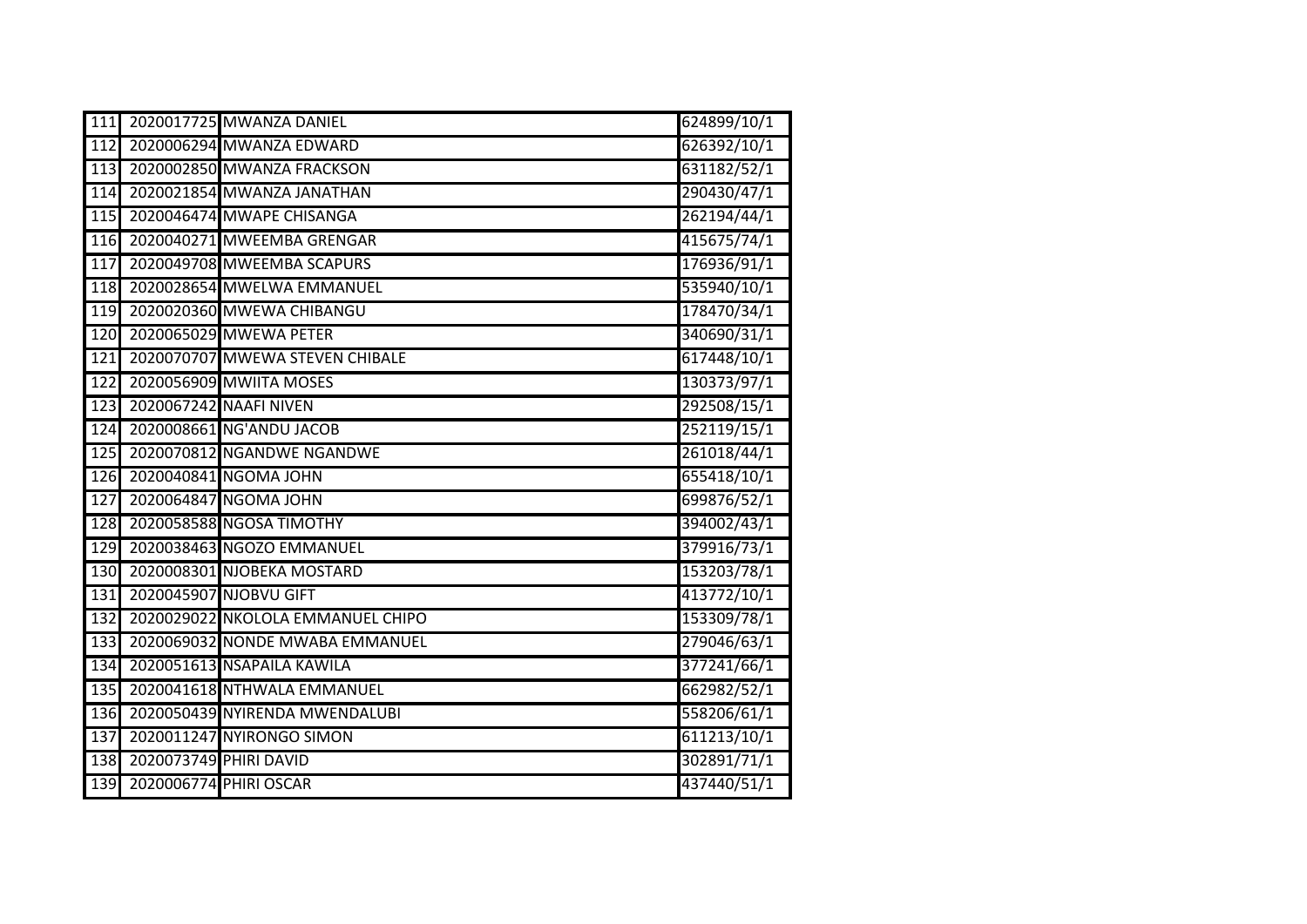| | | | |
|---|---|---|---|
| 111 | 2020017725 | MWANZA DANIEL | 624899/10/1 |
| 112 | 2020006294 | MWANZA EDWARD | 626392/10/1 |
| 113 | 2020002850 | MWANZA FRACKSON | 631182/52/1 |
| 114 | 2020021854 | MWANZA JANATHAN | 290430/47/1 |
| 115 | 2020046474 | MWAPE CHISANGA | 262194/44/1 |
| 116 | 2020040271 | MWEEMBA GRENGAR | 415675/74/1 |
| 117 | 2020049708 | MWEEMBA SCAPURS | 176936/91/1 |
| 118 | 2020028654 | MWELWA EMMANUEL | 535940/10/1 |
| 119 | 2020020360 | MWEWA CHIBANGU | 178470/34/1 |
| 120 | 2020065029 | MWEWA PETER | 340690/31/1 |
| 121 | 2020070707 | MWEWA STEVEN CHIBALE | 617448/10/1 |
| 122 | 2020056909 | MWIITA MOSES | 130373/97/1 |
| 123 | 2020067242 | NAAFI NIVEN | 292508/15/1 |
| 124 | 2020008661 | NG'ANDU JACOB | 252119/15/1 |
| 125 | 2020070812 | NGANDWE NGANDWE | 261018/44/1 |
| 126 | 2020040841 | NGOMA JOHN | 655418/10/1 |
| 127 | 2020064847 | NGOMA JOHN | 699876/52/1 |
| 128 | 2020058588 | NGOSA TIMOTHY | 394002/43/1 |
| 129 | 2020038463 | NGOZO EMMANUEL | 379916/73/1 |
| 130 | 2020008301 | NJOBEKA MOSTARD | 153203/78/1 |
| 131 | 2020045907 | NJOBVU GIFT | 413772/10/1 |
| 132 | 2020029022 | NKOLOLA EMMANUEL CHIPO | 153309/78/1 |
| 133 | 2020069032 | NONDE MWABA EMMANUEL | 279046/63/1 |
| 134 | 2020051613 | NSAPAILA KAWILA | 377241/66/1 |
| 135 | 2020041618 | NTHWALA EMMANUEL | 662982/52/1 |
| 136 | 2020050439 | NYIRENDA MWENDALUBI | 558206/61/1 |
| 137 | 2020011247 | NYIRONGO SIMON | 611213/10/1 |
| 138 | 2020073749 | PHIRI DAVID | 302891/71/1 |
| 139 | 2020006774 | PHIRI OSCAR | 437440/51/1 |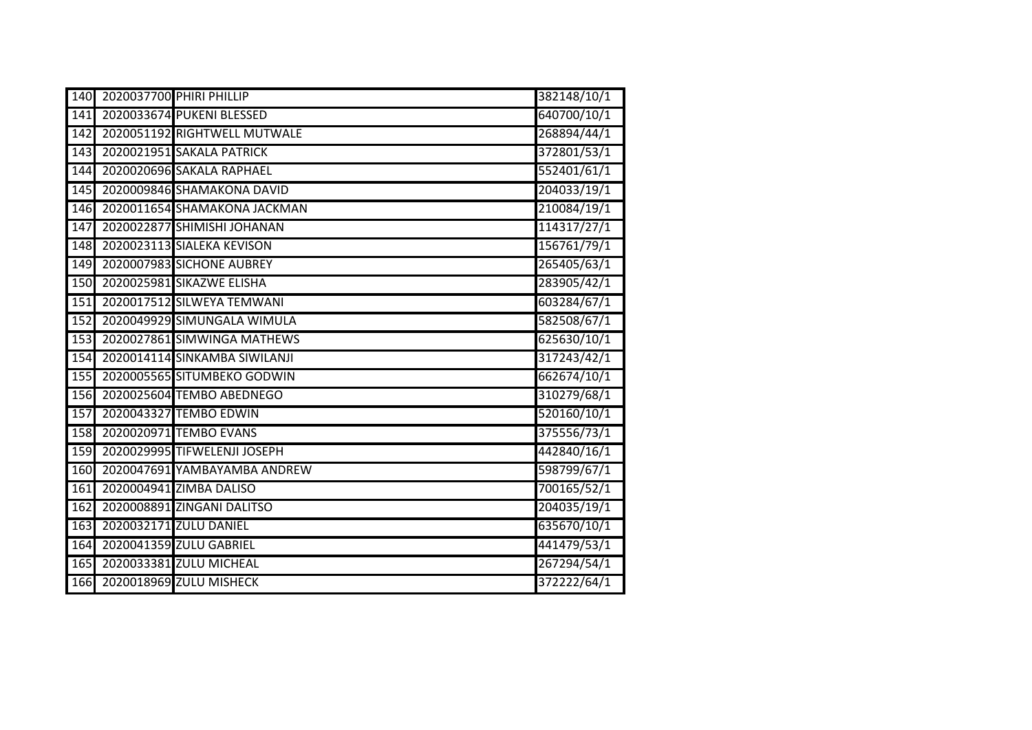| | | | |
|---|---|---|---|
| 140 | 2020037700 | PHIRI PHILLIP | 382148/10/1 |
| 141 | 2020033674 | PUKENI BLESSED | 640700/10/1 |
| 142 | 2020051192 | RIGHTWELL MUTWALE | 268894/44/1 |
| 143 | 2020021951 | SAKALA PATRICK | 372801/53/1 |
| 144 | 2020020696 | SAKALA RAPHAEL | 552401/61/1 |
| 145 | 2020009846 | SHAMAKONA DAVID | 204033/19/1 |
| 146 | 2020011654 | SHAMAKONA JACKMAN | 210084/19/1 |
| 147 | 2020022877 | SHIMISHI JOHANAN | 114317/27/1 |
| 148 | 2020023113 | SIALEKA KEVISON | 156761/79/1 |
| 149 | 2020007983 | SICHONE AUBREY | 265405/63/1 |
| 150 | 2020025981 | SIKAZWE ELISHA | 283905/42/1 |
| 151 | 2020017512 | SILWEYA TEMWANI | 603284/67/1 |
| 152 | 2020049929 | SIMUNGALA WIMULA | 582508/67/1 |
| 153 | 2020027861 | SIMWINGA MATHEWS | 625630/10/1 |
| 154 | 2020014114 | SINKAMBA SIWILANJI | 317243/42/1 |
| 155 | 2020005565 | SITUMBEKO GODWIN | 662674/10/1 |
| 156 | 2020025604 | TEMBO ABEDNEGO | 310279/68/1 |
| 157 | 2020043327 | TEMBO EDWIN | 520160/10/1 |
| 158 | 2020020971 | TEMBO EVANS | 375556/73/1 |
| 159 | 2020029995 | TIFWELENJI JOSEPH | 442840/16/1 |
| 160 | 2020047691 | YAMBAYAMBA ANDREW | 598799/67/1 |
| 161 | 2020004941 | ZIMBA DALISO | 700165/52/1 |
| 162 | 2020008891 | ZINGANI DALITSO | 204035/19/1 |
| 163 | 2020032171 | ZULU DANIEL | 635670/10/1 |
| 164 | 2020041359 | ZULU GABRIEL | 441479/53/1 |
| 165 | 2020033381 | ZULU MICHEAL | 267294/54/1 |
| 166 | 2020018969 | ZULU MISHECK | 372222/64/1 |